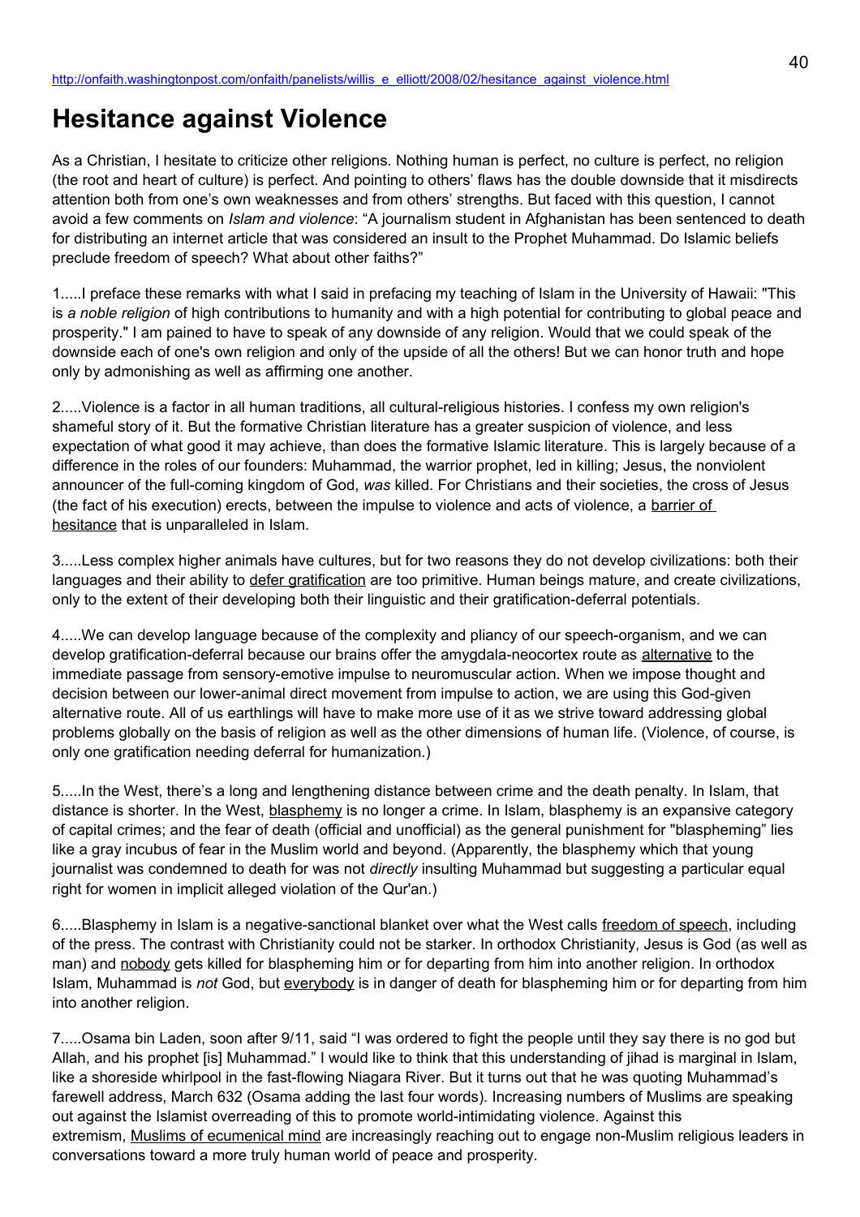http://onfaith.washingtonpost.com/onfaith/panelists/willis_e_elliott/2008/02/hesitance_against_violence.html

# Hesitance against Violence

As a Christian, I hesitate to criticize other religions. Nothing human is perfect, no culture is perfect, no religion (the root and heart of culture) is perfect. And pointing to others' flaws has the double downside that it misdirects attention both from one's own weaknesses and from others' strengths. But faced with this question, I cannot avoid a few comments on *Islam and violence*: "A journalism student in Afghanistan has been sentenced to death for distributing an internet article that was considered an insult to the Prophet Muhammad. Do Islamic beliefs preclude freedom of speech? What about other faiths?"

1.....I preface these remarks with what I said in prefacing my teaching of Islam in the University of Hawaii: "This is *a noble religion* of high contributions to humanity and with a high potential for contributing to global peace and prosperity." I am pained to have to speak of any downside of any religion. Would that we could speak of the downside each of one's own religion and only of the upside of all the others! But we can honor truth and hope only by admonishing as well as affirming one another.

2.....Violence is a factor in all human traditions, all cultural-religious histories. I confess my own religion's shameful story of it. But the formative Christian literature has a greater suspicion of violence, and less expectation of what good it may achieve, than does the formative Islamic literature. This is largely because of a difference in the roles of our founders: Muhammad, the warrior prophet, led in killing; Jesus, the nonviolent announcer of the full-coming kingdom of God, *was* killed. For Christians and their societies, the cross of Jesus (the fact of his execution) erects, between the impulse to violence and acts of violence, a barrier of hesitance that is unparalleled in Islam.

3.....Less complex higher animals have cultures, but for two reasons they do not develop civilizations: both their languages and their ability to defer gratification are too primitive. Human beings mature, and create civilizations, only to the extent of their developing both their linguistic and their gratification-deferral potentials.

4.....We can develop language because of the complexity and pliancy of our speech-organism, and we can develop gratification-deferral because our brains offer the amygdala-neocortex route as alternative to the immediate passage from sensory-emotive impulse to neuromuscular action. When we impose thought and decision between our lower-animal direct movement from impulse to action, we are using this God-given alternative route. All of us earthlings will have to make more use of it as we strive toward addressing global problems globally on the basis of religion as well as the other dimensions of human life. (Violence, of course, is only one gratification needing deferral for humanization.)

5.....In the West, there's a long and lengthening distance between crime and the death penalty. In Islam, that distance is shorter. In the West, blasphemy is no longer a crime. In Islam, blasphemy is an expansive category of capital crimes; and the fear of death (official and unofficial) as the general punishment for "blaspheming" lies like a gray incubus of fear in the Muslim world and beyond. (Apparently, the blasphemy which that young journalist was condemned to death for was not *directly* insulting Muhammad but suggesting a particular equal right for women in implicit alleged violation of the Qur'an.)

6.....Blasphemy in Islam is a negative-sanctional blanket over what the West calls freedom of speech, including of the press. The contrast with Christianity could not be starker. In orthodox Christianity, Jesus is God (as well as man) and nobody gets killed for blaspheming him or for departing from him into another religion. In orthodox Islam, Muhammad is *not* God, but everybody is in danger of death for blaspheming him or for departing from him into another religion.

7.....Osama bin Laden, soon after 9/11, said "I was ordered to fight the people until they say there is no god but Allah, and his prophet [is] Muhammad." I would like to think that this understanding of jihad is marginal in Islam, like a shoreside whirlpool in the fast-flowing Niagara River. But it turns out that he was quoting Muhammad's farewell address, March 632 (Osama adding the last four words). Increasing numbers of Muslims are speaking out against the Islamist overreading of this to promote world-intimidating violence. Against this extremism, Muslims of ecumenical mind are increasingly reaching out to engage non-Muslim religious leaders in conversations toward a more truly human world of peace and prosperity.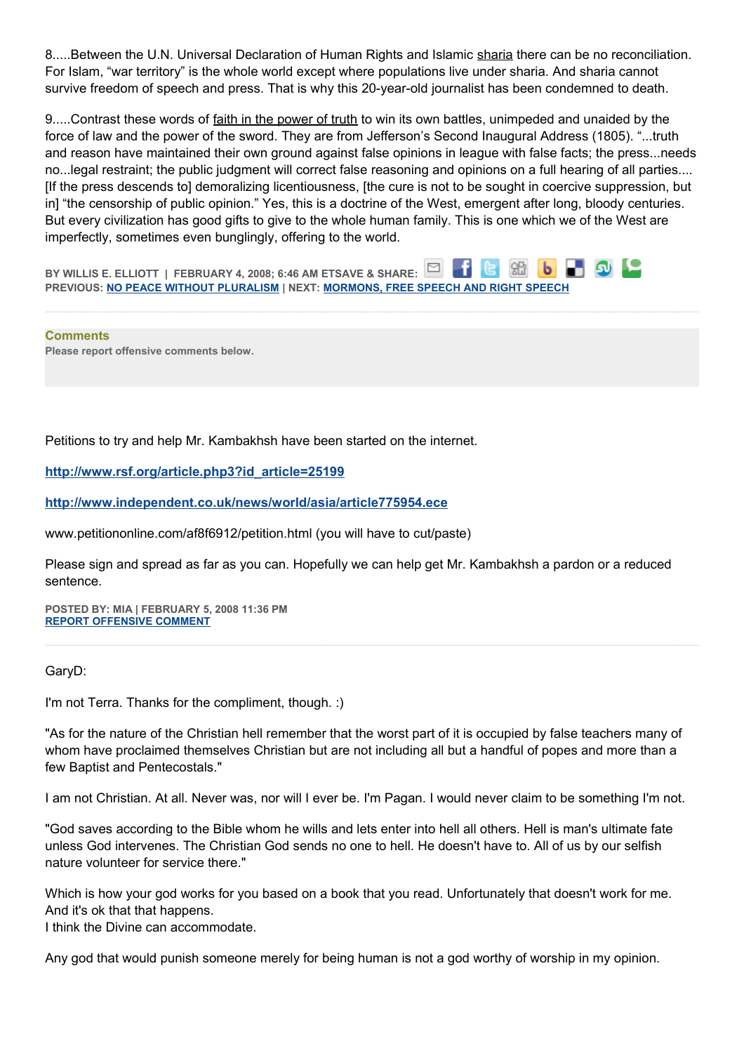8.....Between the U.N. Universal Declaration of Human Rights and Islamic sharia there can be no reconciliation. For Islam, "war territory" is the whole world except where populations live under sharia. And sharia cannot survive freedom of speech and press. That is why this 20-year-old journalist has been condemned to death.

9.....Contrast these words of faith in the power of truth to win its own battles, unimpeded and unaided by the force of law and the power of the sword. They are from Jefferson's Second Inaugural Address (1805). "...truth and reason have maintained their own ground against false opinions in league with false facts; the press...needs no...legal restraint; the public judgment will correct false reasoning and opinions on a full hearing of all parties.... [If the press descends to] demoralizing licentiousness, [the cure is not to be sought in coercive suppression, but in] "the censorship of public opinion." Yes, this is a doctrine of the West, emergent after long, bloody centuries. But every civilization has good gifts to give to the whole human family. This is one which we of the West are imperfectly, sometimes even bunglingly, offering to the world.

**BY WILLIS E. ELLIOTT | FEBRUARY 4, 2008; 6:46 AM ET SAVE & SHARE:**
**PREVIOUS: NO PEACE WITHOUT PLURALISM | NEXT: MORMONS, FREE SPEECH AND RIGHT SPEECH**

**Comments**
**Please report offensive comments below.**

Petitions to try and help Mr. Kambakhsh have been started on the internet.

http://www.rsf.org/article.php3?id_article=25199

http://www.independent.co.uk/news/world/asia/article775954.ece

www.petitiononline.com/af8f6912/petition.html (you will have to cut/paste)

Please sign and spread as far as you can. Hopefully we can help get Mr. Kambakhsh a pardon or a reduced sentence.

**POSTED BY: MIA | FEBRUARY 5, 2008 11:36 PM**
**REPORT OFFENSIVE COMMENT**

GaryD:

I'm not Terra. Thanks for the compliment, though. :)

"As for the nature of the Christian hell remember that the worst part of it is occupied by false teachers many of whom have proclaimed themselves Christian but are not including all but a handful of popes and more than a few Baptist and Pentecostals."

I am not Christian. At all. Never was, nor will I ever be. I'm Pagan. I would never claim to be something I'm not.

"God saves according to the Bible whom he wills and lets enter into hell all others. Hell is man's ultimate fate unless God intervenes. The Christian God sends no one to hell. He doesn't have to. All of us by our selfish nature volunteer for service there."

Which is how your god works for you based on a book that you read. Unfortunately that doesn't work for me. And it's ok that that happens.
I think the Divine can accommodate.

Any god that would punish someone merely for being human is not a god worthy of worship in my opinion.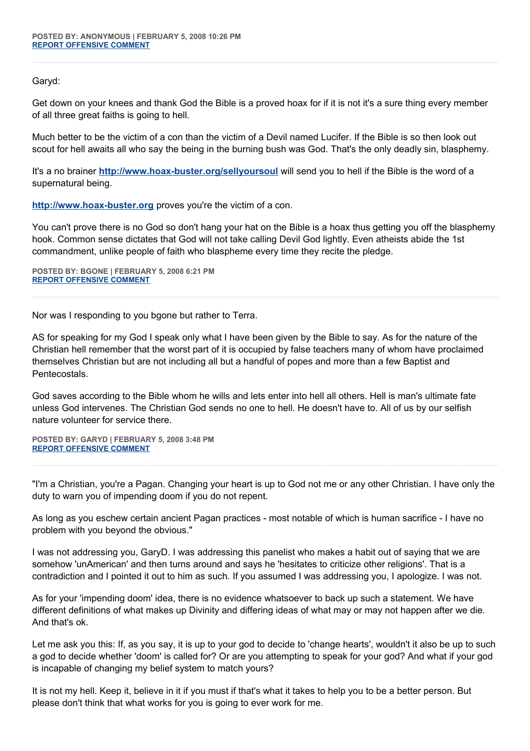**POSTED BY: ANONYMOUS | FEBRUARY 5, 2008 10:26 PM**
**REPORT OFFENSIVE COMMENT**

---

Garyd:

Get down on your knees and thank God the Bible is a proved hoax for if it is not it's a sure thing every member of all three great faiths is going to hell.

Much better to be the victim of a con than the victim of a Devil named Lucifer. If the Bible is so then look out scout for hell awaits all who say the being in the burning bush was God. That's the only deadly sin, blasphemy.

It's a no brainer **http://www.hoax-buster.org/sellyoursoul** will send you to hell if the Bible is the word of a supernatural being.

**http://www.hoax-buster.org** proves you're the victim of a con.

You can't prove there is no God so don't hang your hat on the Bible is a hoax thus getting you off the blasphemy hook. Common sense dictates that God will not take calling Devil God lightly. Even atheists abide the 1st commandment, unlike people of faith who blaspheme every time they recite the pledge.

**POSTED BY: BGONE | FEBRUARY 5, 2008 6:21 PM**
**REPORT OFFENSIVE COMMENT**

---

Nor was I responding to you bgone but rather to Terra.

AS for speaking for my God I speak only what I have been given by the Bible to say. As for the nature of the Christian hell remember that the worst part of it is occupied by false teachers many of whom have proclaimed themselves Christian but are not including all but a handful of popes and more than a few Baptist and Pentecostals.

God saves according to the Bible whom he wills and lets enter into hell all others. Hell is man's ultimate fate unless God intervenes. The Christian God sends no one to hell. He doesn't have to. All of us by our selfish nature volunteer for service there.

**POSTED BY: GARYD | FEBRUARY 5, 2008 3:48 PM**
**REPORT OFFENSIVE COMMENT**

---

"I'm a Christian, you're a Pagan. Changing your heart is up to God not me or any other Christian. I have only the duty to warn you of impending doom if you do not repent.

As long as you eschew certain ancient Pagan practices - most notable of which is human sacrifice - I have no problem with you beyond the obvious."

I was not addressing you, GaryD. I was addressing this panelist who makes a habit out of saying that we are somehow 'unAmerican' and then turns around and says he 'hesitates to criticize other religions'. That is a contradiction and I pointed it out to him as such. If you assumed I was addressing you, I apologize. I was not.

As for your 'impending doom' idea, there is no evidence whatsoever to back up such a statement. We have different definitions of what makes up Divinity and differing ideas of what may or may not happen after we die. And that's ok.

Let me ask you this: If, as you say, it is up to your god to decide to 'change hearts', wouldn't it also be up to such a god to decide whether 'doom' is called for? Or are you attempting to speak for your god? And what if your god is incapable of changing my belief system to match yours?

It is not my hell. Keep it, believe in it if you must if that's what it takes to help you to be a better person. But please don't think that what works for you is going to ever work for me.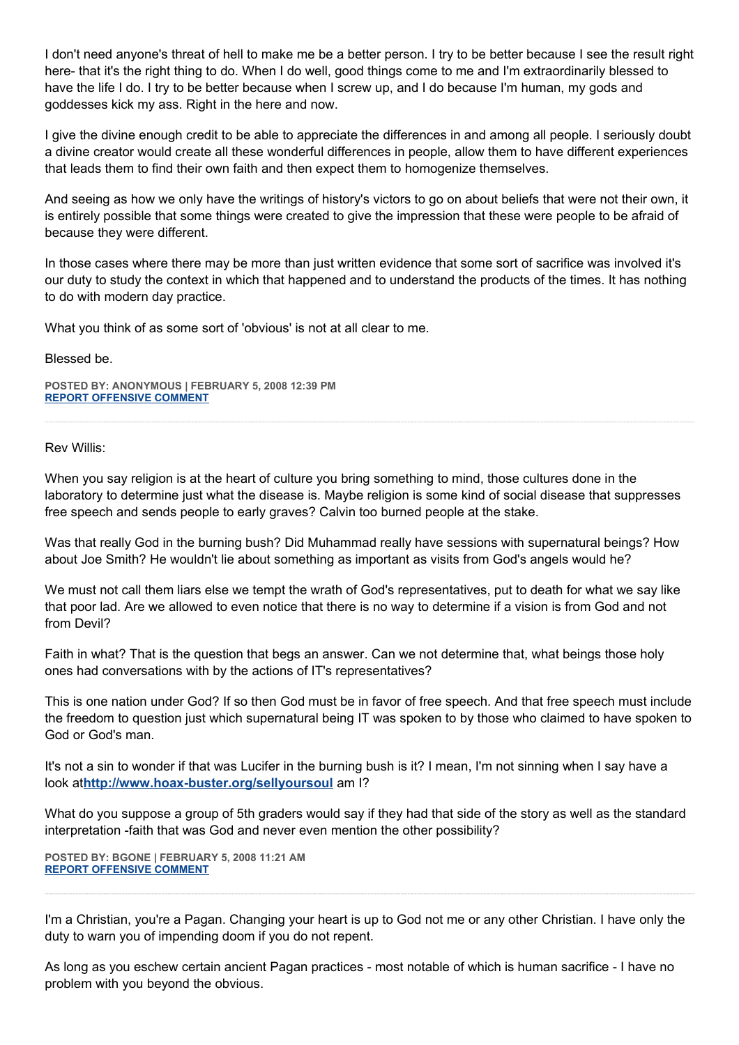I don't need anyone's threat of hell to make me be a better person. I try to be better because I see the result right here- that it's the right thing to do. When I do well, good things come to me and I'm extraordinarily blessed to have the life I do. I try to be better because when I screw up, and I do because I'm human, my gods and goddesses kick my ass. Right in the here and now.

I give the divine enough credit to be able to appreciate the differences in and among all people. I seriously doubt a divine creator would create all these wonderful differences in people, allow them to have different experiences that leads them to find their own faith and then expect them to homogenize themselves.

And seeing as how we only have the writings of history's victors to go on about beliefs that were not their own, it is entirely possible that some things were created to give the impression that these were people to be afraid of because they were different.

In those cases where there may be more than just written evidence that some sort of sacrifice was involved it's our duty to study the context in which that happened and to understand the products of the times. It has nothing to do with modern day practice.

What you think of as some sort of 'obvious' is not at all clear to me.

Blessed be.

**POSTED BY: ANONYMOUS | FEBRUARY 5, 2008 12:39 PM**
**REPORT OFFENSIVE COMMENT**

---

Rev Willis:

When you say religion is at the heart of culture you bring something to mind, those cultures done in the laboratory to determine just what the disease is. Maybe religion is some kind of social disease that suppresses free speech and sends people to early graves? Calvin too burned people at the stake.

Was that really God in the burning bush? Did Muhammad really have sessions with supernatural beings? How about Joe Smith? He wouldn't lie about something as important as visits from God's angels would he?

We must not call them liars else we tempt the wrath of God's representatives, put to death for what we say like that poor lad. Are we allowed to even notice that there is no way to determine if a vision is from God and not from Devil?

Faith in what? That is the question that begs an answer. Can we not determine that, what beings those holy ones had conversations with by the actions of IT's representatives?

This is one nation under God? If so then God must be in favor of free speech. And that free speech must include the freedom to question just which supernatural being IT was spoken to by those who claimed to have spoken to God or God's man.

It's not a sin to wonder if that was Lucifer in the burning bush is it? I mean, I'm not sinning when I say have a look at**http://www.hoax-buster.org/sellyoursoul** am I?

What do you suppose a group of 5th graders would say if they had that side of the story as well as the standard interpretation -faith that was God and never even mention the other possibility?

**POSTED BY: BGONE | FEBRUARY 5, 2008 11:21 AM**
**REPORT OFFENSIVE COMMENT**

---

I'm a Christian, you're a Pagan. Changing your heart is up to God not me or any other Christian. I have only the duty to warn you of impending doom if you do not repent.

As long as you eschew certain ancient Pagan practices - most notable of which is human sacrifice - I have no problem with you beyond the obvious.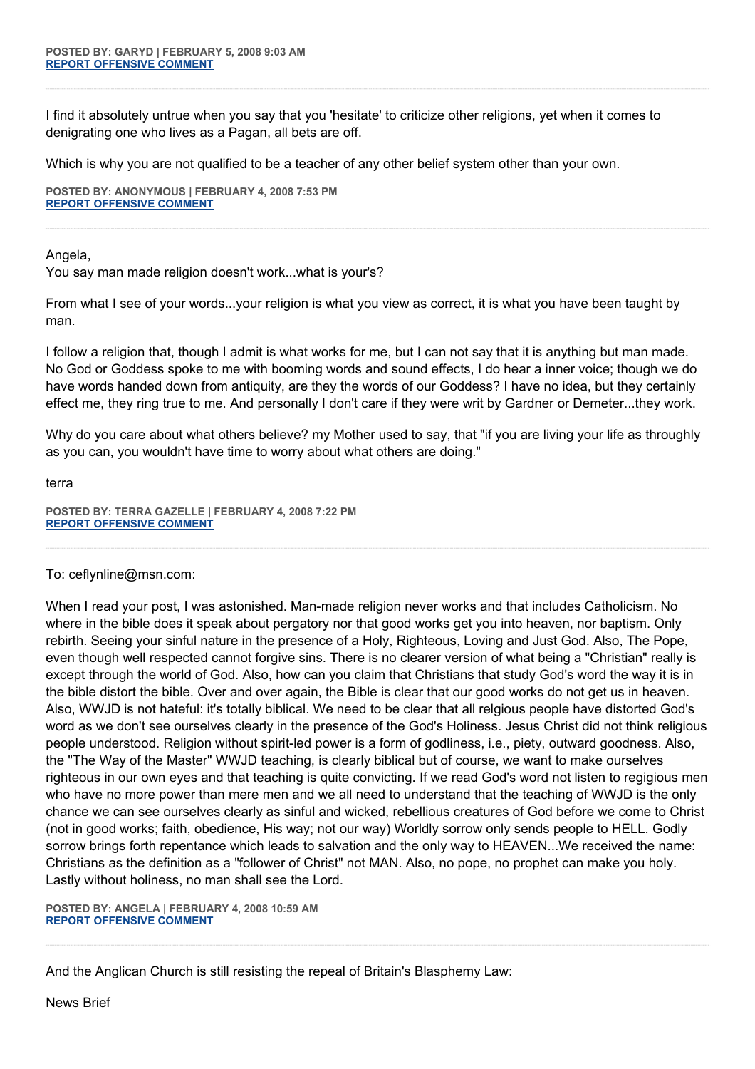**POSTED BY: GARYD | FEBRUARY 5, 2008 9:03 AM**
**REPORT OFFENSIVE COMMENT**

I find it absolutely untrue when you say that you 'hesitate' to criticize other religions, yet when it comes to denigrating one who lives as a Pagan, all bets are off.

Which is why you are not qualified to be a teacher of any other belief system other than your own.

**POSTED BY: ANONYMOUS | FEBRUARY 4, 2008 7:53 PM**
**REPORT OFFENSIVE COMMENT**

Angela,
You say man made religion doesn't work...what is your's?

From what I see of your words...your religion is what you view as correct, it is what you have been taught by man.

I follow a religion that, though I admit is what works for me, but I can not say that it is anything but man made. No God or Goddess spoke to me with booming words and sound effects, I do hear a inner voice; though we do have words handed down from antiquity, are they the words of our Goddess? I have no idea, but they certainly effect me, they ring true to me. And personally I don't care if they were writ by Gardner or Demeter...they work.

Why do you care about what others believe? my Mother used to say, that "if you are living your life as throughly as you can, you wouldn't have time to worry about what others are doing."

terra

**POSTED BY: TERRA GAZELLE | FEBRUARY 4, 2008 7:22 PM**
**REPORT OFFENSIVE COMMENT**

To: ceflynline@msn.com:

When I read your post, I was astonished. Man-made religion never works and that includes Catholicism. No where in the bible does it speak about pergatory nor that good works get you into heaven, nor baptism. Only rebirth. Seeing your sinful nature in the presence of a Holy, Righteous, Loving and Just God. Also, The Pope, even though well respected cannot forgive sins. There is no clearer version of what being a "Christian" really is except through the world of God. Also, how can you claim that Christians that study God's word the way it is in the bible distort the bible. Over and over again, the Bible is clear that our good works do not get us in heaven. Also, WWJD is not hateful: it's totally biblical. We need to be clear that all relgious people have distorted God's word as we don't see ourselves clearly in the presence of the God's Holiness. Jesus Christ did not think religious people understood. Religion without spirit-led power is a form of godliness, i.e., piety, outward goodness. Also, the "The Way of the Master" WWJD teaching, is clearly biblical but of course, we want to make ourselves righteous in our own eyes and that teaching is quite convicting. If we read God's word not listen to regigious men who have no more power than mere men and we all need to understand that the teaching of WWJD is the only chance we can see ourselves clearly as sinful and wicked, rebellious creatures of God before we come to Christ (not in good works; faith, obedience, His way; not our way) Worldly sorrow only sends people to HELL. Godly sorrow brings forth repentance which leads to salvation and the only way to HEAVEN...We received the name: Christians as the definition as a "follower of Christ" not MAN. Also, no pope, no prophet can make you holy. Lastly without holiness, no man shall see the Lord.

**POSTED BY: ANGELA | FEBRUARY 4, 2008 10:59 AM**
**REPORT OFFENSIVE COMMENT**

And the Anglican Church is still resisting the repeal of Britain's Blasphemy Law:

News Brief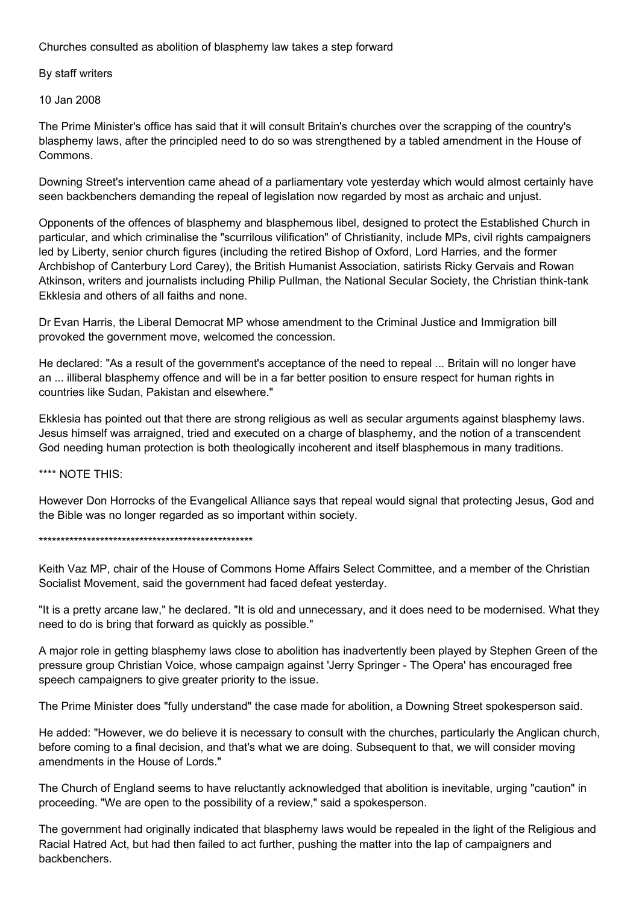Churches consulted as abolition of blasphemy law takes a step forward

By staff writers

10 Jan 2008

The Prime Minister's office has said that it will consult Britain's churches over the scrapping of the country's blasphemy laws, after the principled need to do so was strengthened by a tabled amendment in the House of Commons.

Downing Street's intervention came ahead of a parliamentary vote yesterday which would almost certainly have seen backbenchers demanding the repeal of legislation now regarded by most as archaic and unjust.

Opponents of the offences of blasphemy and blasphemous libel, designed to protect the Established Church in particular, and which criminalise the "scurrilous vilification" of Christianity, include MPs, civil rights campaigners led by Liberty, senior church figures (including the retired Bishop of Oxford, Lord Harries, and the former Archbishop of Canterbury Lord Carey), the British Humanist Association, satirists Ricky Gervais and Rowan Atkinson, writers and journalists including Philip Pullman, the National Secular Society, the Christian think-tank Ekklesia and others of all faiths and none.

Dr Evan Harris, the Liberal Democrat MP whose amendment to the Criminal Justice and Immigration bill provoked the government move, welcomed the concession.

He declared: "As a result of the government's acceptance of the need to repeal ... Britain will no longer have an ... illiberal blasphemy offence and will be in a far better position to ensure respect for human rights in countries like Sudan, Pakistan and elsewhere."

Ekklesia has pointed out that there are strong religious as well as secular arguments against blasphemy laws. Jesus himself was arraigned, tried and executed on a charge of blasphemy, and the notion of a transcendent God needing human protection is both theologically incoherent and itself blasphemous in many traditions.

**** NOTE THIS:

However Don Horrocks of the Evangelical Alliance says that repeal would signal that protecting Jesus, God and the Bible was no longer regarded as so important within society.

**************************************************

Keith Vaz MP, chair of the House of Commons Home Affairs Select Committee, and a member of the Christian Socialist Movement, said the government had faced defeat yesterday.

"It is a pretty arcane law," he declared. "It is old and unnecessary, and it does need to be modernised. What they need to do is bring that forward as quickly as possible."

A major role in getting blasphemy laws close to abolition has inadvertently been played by Stephen Green of the pressure group Christian Voice, whose campaign against 'Jerry Springer - The Opera' has encouraged free speech campaigners to give greater priority to the issue.

The Prime Minister does "fully understand" the case made for abolition, a Downing Street spokesperson said.

He added: "However, we do believe it is necessary to consult with the churches, particularly the Anglican church, before coming to a final decision, and that's what we are doing. Subsequent to that, we will consider moving amendments in the House of Lords."

The Church of England seems to have reluctantly acknowledged that abolition is inevitable, urging "caution" in proceeding. "We are open to the possibility of a review," said a spokesperson.

The government had originally indicated that blasphemy laws would be repealed in the light of the Religious and Racial Hatred Act, but had then failed to act further, pushing the matter into the lap of campaigners and backbenchers.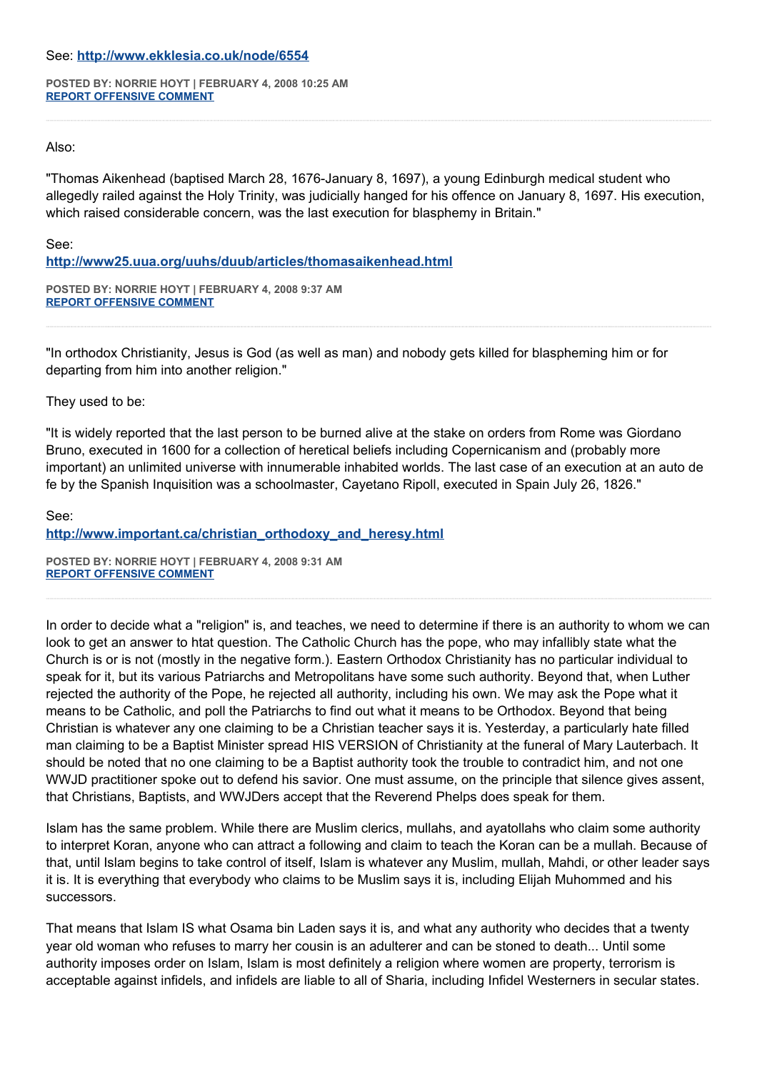See: **[http://www.ekklesia.co.uk/node/6554](http://www.ekklesia.co.uk/node/6554)**

**POSTED BY: NORRIE HOYT | FEBRUARY 4, 2008 10:25 AM**
**REPORT OFFENSIVE COMMENT**

---

Also:

"Thomas Aikenhead (baptised March 28, 1676-January 8, 1697), a young Edinburgh medical student who allegedly railed against the Holy Trinity, was judicially hanged for his offence on January 8, 1697. His execution, which raised considerable concern, was the last execution for blasphemy in Britain."

See:
**[http://www25.uua.org/uuhs/duub/articles/thomasaikenhead.html](http://www25.uua.org/uuhs/duub/articles/thomasaikenhead.html)**

**POSTED BY: NORRIE HOYT | FEBRUARY 4, 2008 9:37 AM**
**REPORT OFFENSIVE COMMENT**

---

"In orthodox Christianity, Jesus is God (as well as man) and nobody gets killed for blaspheming him or for departing from him into another religion."

They used to be:

"It is widely reported that the last person to be burned alive at the stake on orders from Rome was Giordano Bruno, executed in 1600 for a collection of heretical beliefs including Copernicanism and (probably more important) an unlimited universe with innumerable inhabited worlds. The last case of an execution at an auto de fe by the Spanish Inquisition was a schoolmaster, Cayetano Ripoll, executed in Spain July 26, 1826."

See:
**[http://www.important.ca/christian_orthodoxy_and_heresy.html](http://www.important.ca/christian_orthodoxy_and_heresy.html)**

**POSTED BY: NORRIE HOYT | FEBRUARY 4, 2008 9:31 AM**
**REPORT OFFENSIVE COMMENT**

---

In order to decide what a "religion" is, and teaches, we need to determine if there is an authority to whom we can look to get an answer to htat question. The Catholic Church has the pope, who may infallibly state what the Church is or is not (mostly in the negative form.). Eastern Orthodox Christianity has no particular individual to speak for it, but its various Patriarchs and Metropolitans have some such authority. Beyond that, when Luther rejected the authority of the Pope, he rejected all authority, including his own. We may ask the Pope what it means to be Catholic, and poll the Patriarchs to find out what it means to be Orthodox. Beyond that being Christian is whatever any one claiming to be a Christian teacher says it is. Yesterday, a particularly hate filled man claiming to be a Baptist Minister spread HIS VERSION of Christianity at the funeral of Mary Lauterbach. It should be noted that no one claiming to be a Baptist authority took the trouble to contradict him, and not one WWJD practitioner spoke out to defend his savior. One must assume, on the principle that silence gives assent, that Christians, Baptists, and WWJDers accept that the Reverend Phelps does speak for them.

Islam has the same problem. While there are Muslim clerics, mullahs, and ayatollahs who claim some authority to interpret Koran, anyone who can attract a following and claim to teach the Koran can be a mullah. Because of that, until Islam begins to take control of itself, Islam is whatever any Muslim, mullah, Mahdi, or other leader says it is. It is everything that everybody who claims to be Muslim says it is, including Elijah Muhommed and his successors.

That means that Islam IS what Osama bin Laden says it is, and what any authority who decides that a twenty year old woman who refuses to marry her cousin is an adulterer and can be stoned to death... Until some authority imposes order on Islam, Islam is most definitely a religion where women are property, terrorism is acceptable against infidels, and infidels are liable to all of Sharia, including Infidel Westerners in secular states.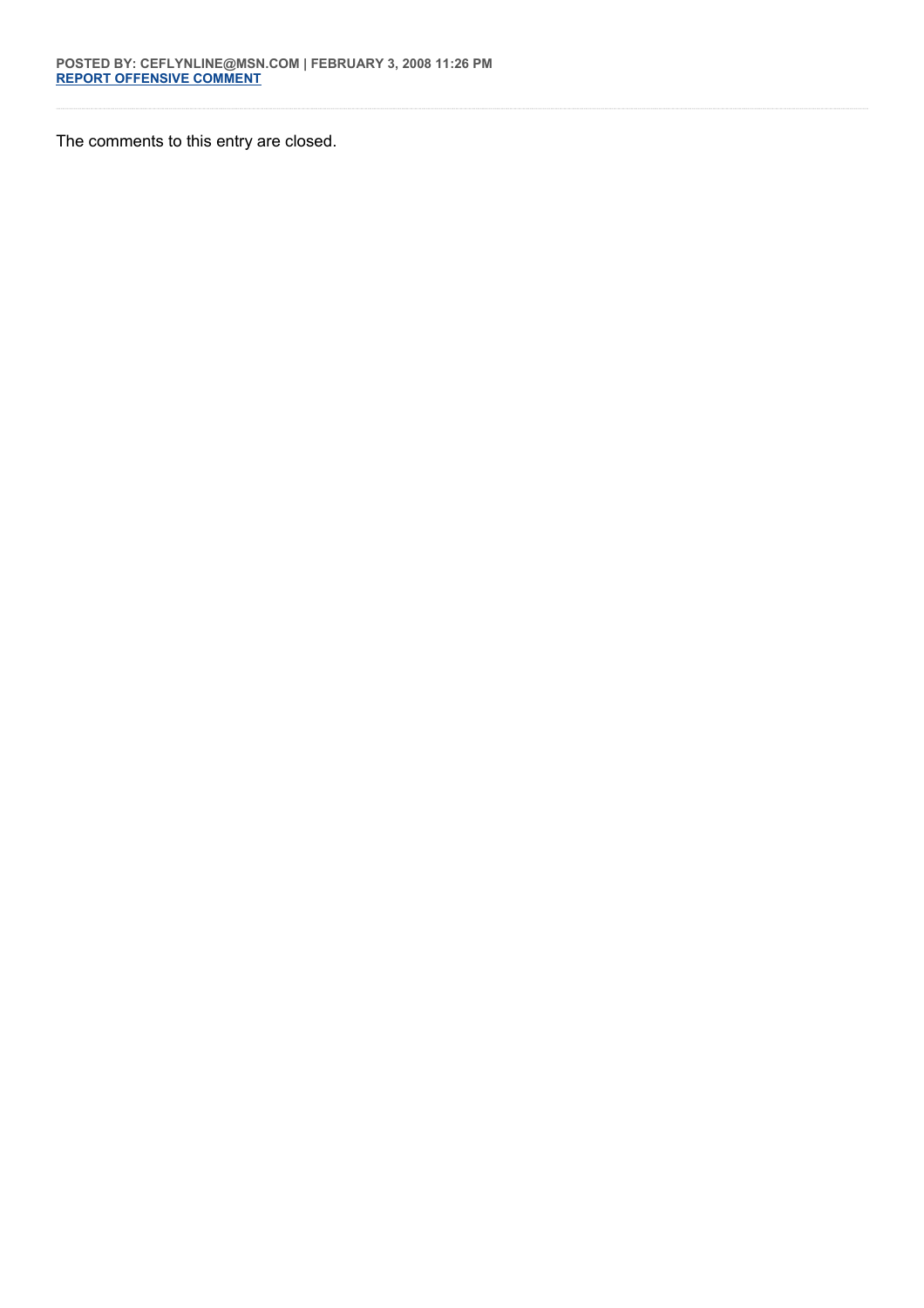**POSTED BY: CEFLYNLINE@MSN.COM | FEBRUARY 3, 2008 11:26 PM**
**REPORT OFFENSIVE COMMENT**

---

The comments to this entry are closed.